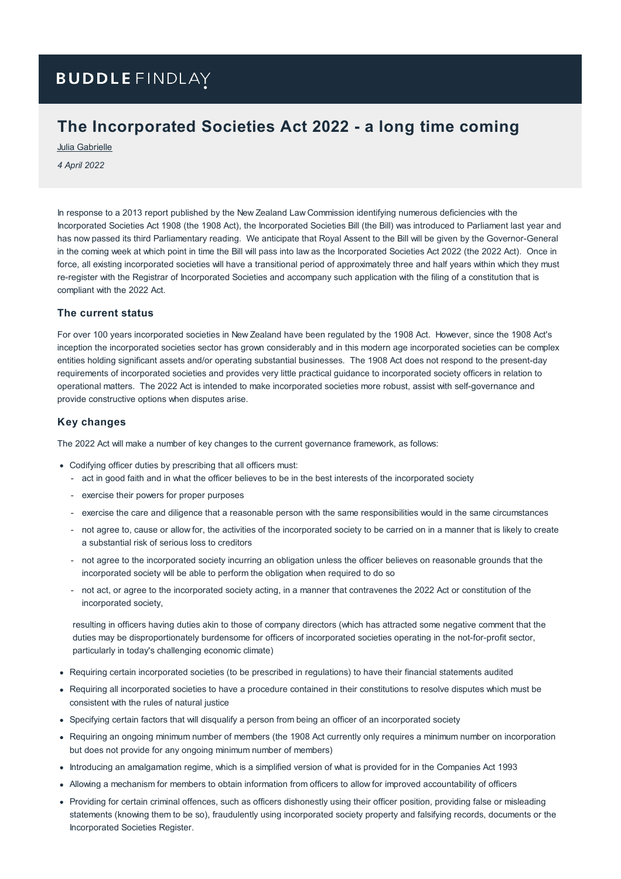BUDDLE FINDLAY

# The Incorporated Societies Act 2022 - a long time coming

Julia Gabrielle

*4 April 2022*

In response to a 2013 report published by the New Zealand Law Commission identifying numerous deficiencies with the Incorporated Societies Act 1908 (the 1908 Act), the Incorporated Societies Bill (the Bill) was introduced to Parliament last year and has now passed its third Parliamentary reading. We anticipate that Royal Assent to the Bill will be given by the Governor-General in the coming week at which point in time the Bill will pass into law as the Incorporated Societies Act 2022 (the 2022 Act). Once in force, all existing incorporated societies will have a transitional period of approximately three and half years within which they must re-register with the Registrar of Incorporated Societies and accompany such application with the filing of a constitution that is compliant with the 2022 Act.

## The current status

For over 100 years incorporated societies in New Zealand have been regulated by the 1908 Act. However, since the 1908 Act's inception the incorporated societies sector has grown considerably and in this modern age incorporated societies can be complex entities holding significant assets and/or operating substantial businesses. The 1908 Act does not respond to the present-day requirements of incorporated societies and provides very little practical guidance to incorporated society officers in relation to operational matters. The 2022 Act is intended to make incorporated societies more robust, assist with self-governance and provide constructive options when disputes arise.

## Key changes

The 2022 Act will make a number of key changes to the current governance framework, as follows:

- Codifying officer duties by prescribing that all officers must:
  - act in good faith and in what the officer believes to be in the best interests of the incorporated society
  - exercise their powers for proper purposes
  - exercise the care and diligence that a reasonable person with the same responsibilities would in the same circumstances
  - not agree to, cause or allow for, the activities of the incorporated society to be carried on in a manner that is likely to create a substantial risk of serious loss to creditors
  - not agree to the incorporated society incurring an obligation unless the officer believes on reasonable grounds that the incorporated society will be able to perform the obligation when required to do so
  - not act, or agree to the incorporated society acting, in a manner that contravenes the 2022 Act or constitution of the incorporated society,

  resulting in officers having duties akin to those of company directors (which has attracted some negative comment that the duties may be disproportionately burdensome for officers of incorporated societies operating in the not-for-profit sector, particularly in today's challenging economic climate)
- Requiring certain incorporated societies (to be prescribed in regulations) to have their financial statements audited
- Requiring all incorporated societies to have a procedure contained in their constitutions to resolve disputes which must be consistent with the rules of natural justice
- Specifying certain factors that will disqualify a person from being an officer of an incorporated society
- Requiring an ongoing minimum number of members (the 1908 Act currently only requires a minimum number on incorporation but does not provide for any ongoing minimum number of members)
- Introducing an amalgamation regime, which is a simplified version of what is provided for in the Companies Act 1993
- Allowing a mechanism for members to obtain information from officers to allow for improved accountability of officers
- Providing for certain criminal offences, such as officers dishonestly using their officer position, providing false or misleading statements (knowing them to be so), fraudulently using incorporated society property and falsifying records, documents or the Incorporated Societies Register.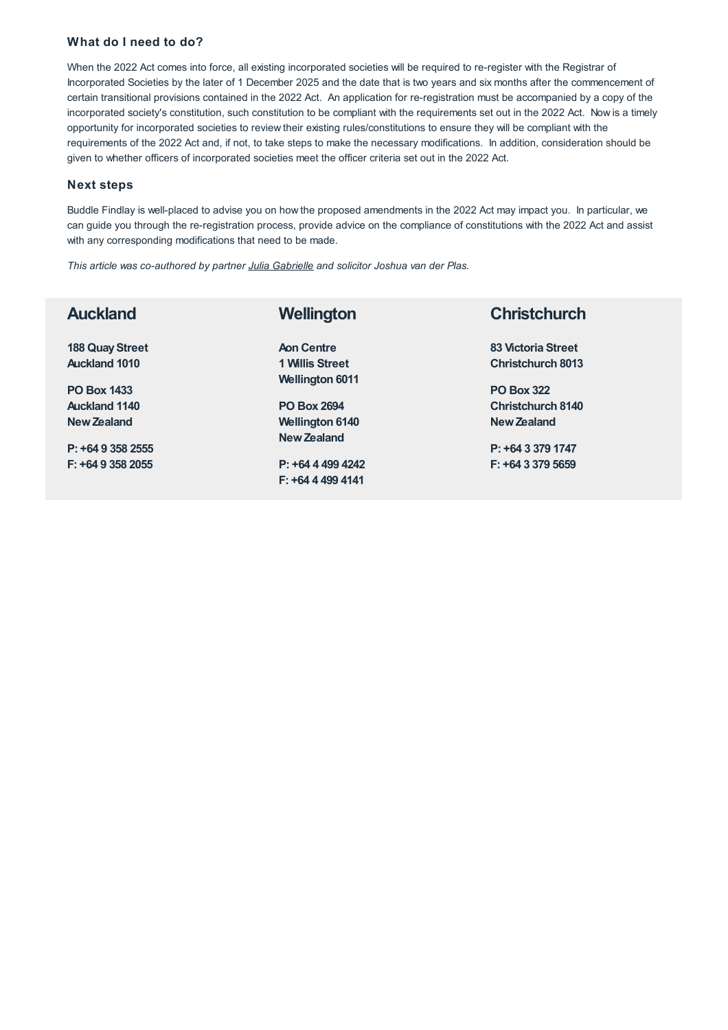### What do I need to do?

When the 2022 Act comes into force, all existing incorporated societies will be required to re-register with the Registrar of Incorporated Societies by the later of 1 December 2025 and the date that is two years and six months after the commencement of certain transitional provisions contained in the 2022 Act. An application for re-registration must be accompanied by a copy of the incorporated society's constitution, such constitution to be compliant with the requirements set out in the 2022 Act. Now is a timely opportunity for incorporated societies to review their existing rules/constitutions to ensure they will be compliant with the requirements of the 2022 Act and, if not, to take steps to make the necessary modifications. In addition, consideration should be given to whether officers of incorporated societies meet the officer criteria set out in the 2022 Act.

### Next steps

Buddle Findlay is well-placed to advise you on how the proposed amendments in the 2022 Act may impact you. In particular, we can guide you through the re-registration process, provide advice on the compliance of constitutions with the 2022 Act and assist with any corresponding modifications that need to be made.

*This article was co-authored by partner Julia Gabrielle and solicitor Joshua van der Plas.*

## Auckland

**188 Quay Street**
**Auckland 1010**

**PO Box 1433**
**Auckland 1140**
**New Zealand**

**P: +64 9 358 2555**
**F: +64 9 358 2055**

## Wellington

**Aon Centre**
**1 Willis Street**
**Wellington 6011**

**PO Box 2694**
**Wellington 6140**
**New Zealand**

**P: +64 4 499 4242**
**F: +64 4 499 4141**

## Christchurch

**83 Victoria Street**
**Christchurch 8013**

**PO Box 322**
**Christchurch 8140**
**New Zealand**

**P: +64 3 379 1747**
**F: +64 3 379 5659**